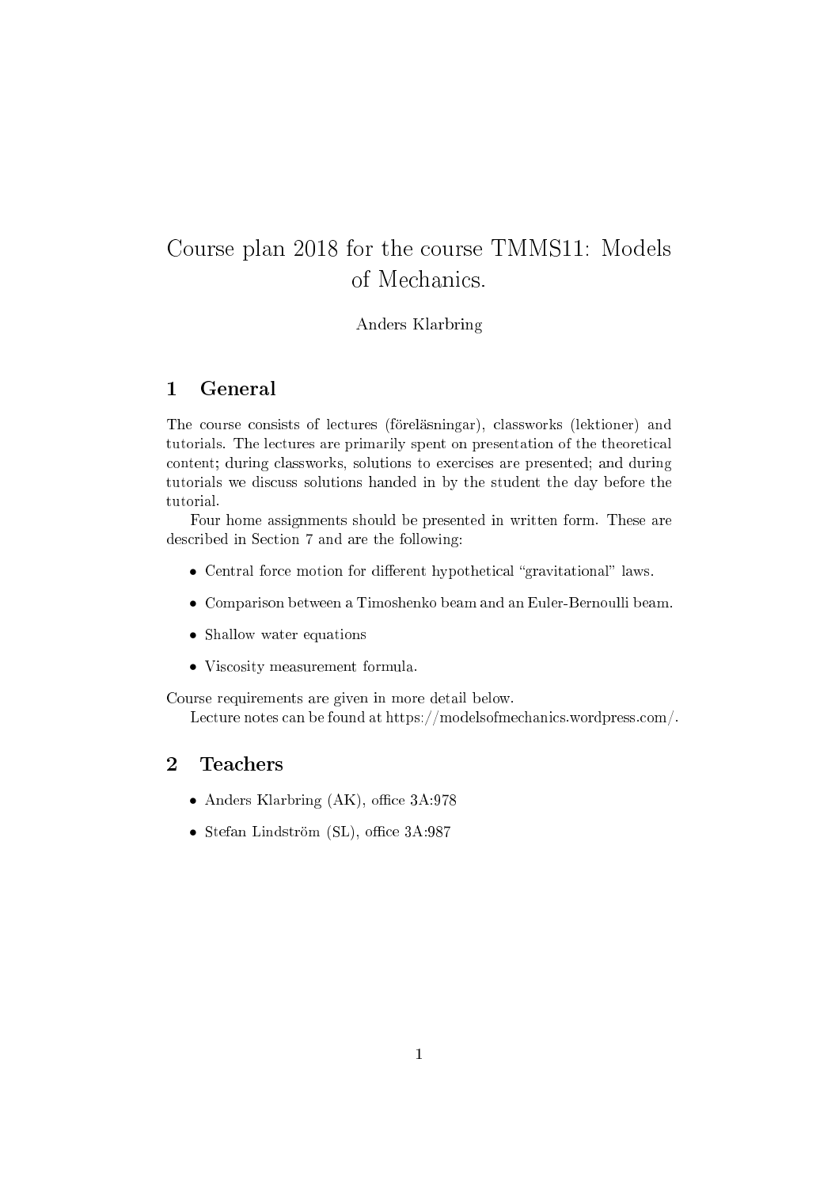# Course plan 2018 for the course TMMS11: Models of Mechanics.

Anders Klarbring

## 1 General

The course consists of lectures (föreläsningar), classworks (lektioner) and tutorials. The lectures are primarily spent on presentation of the theoretical content; during classworks, solutions to exercises are presented; and during tutorials we discuss solutions handed in by the student the day before the tutorial.

Four home assignments should be presented in written form. These are described in Section 7 and are the following:

- Central force motion for different hypothetical "gravitational" laws.
- Comparison between a Timoshenko beam and an Euler-Bernoulli beam.
- Shallow water equations
- Viscosity measurement formula.

Course requirements are given in more detail below.

Lecture notes can be found at https://modelsofmechanics.wordpress.com/.

## 2 Teachers

- Anders Klarbring (AK), office 3A:978
- Stefan Lindström (SL), office 3A:987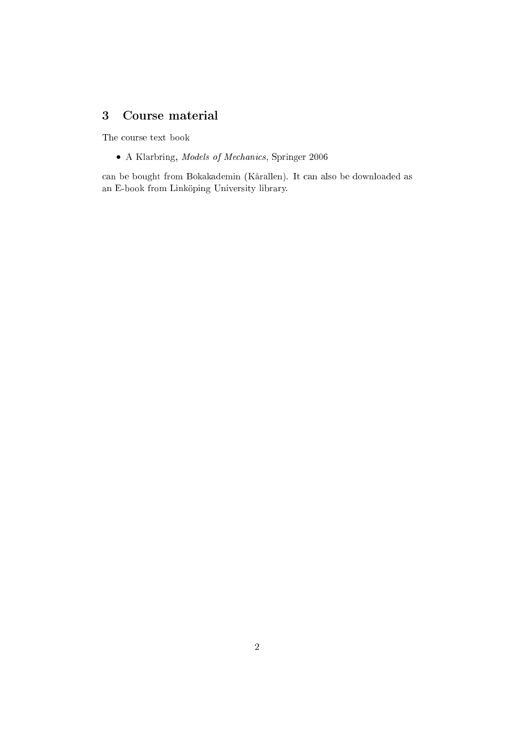## 3 Course material

The course text book

- A Klarbring, *Models of Mechanics*, Springer 2006

can be bought from Bokakademin (Kårallen). It can also be downloaded as an E-book from Linköping University library.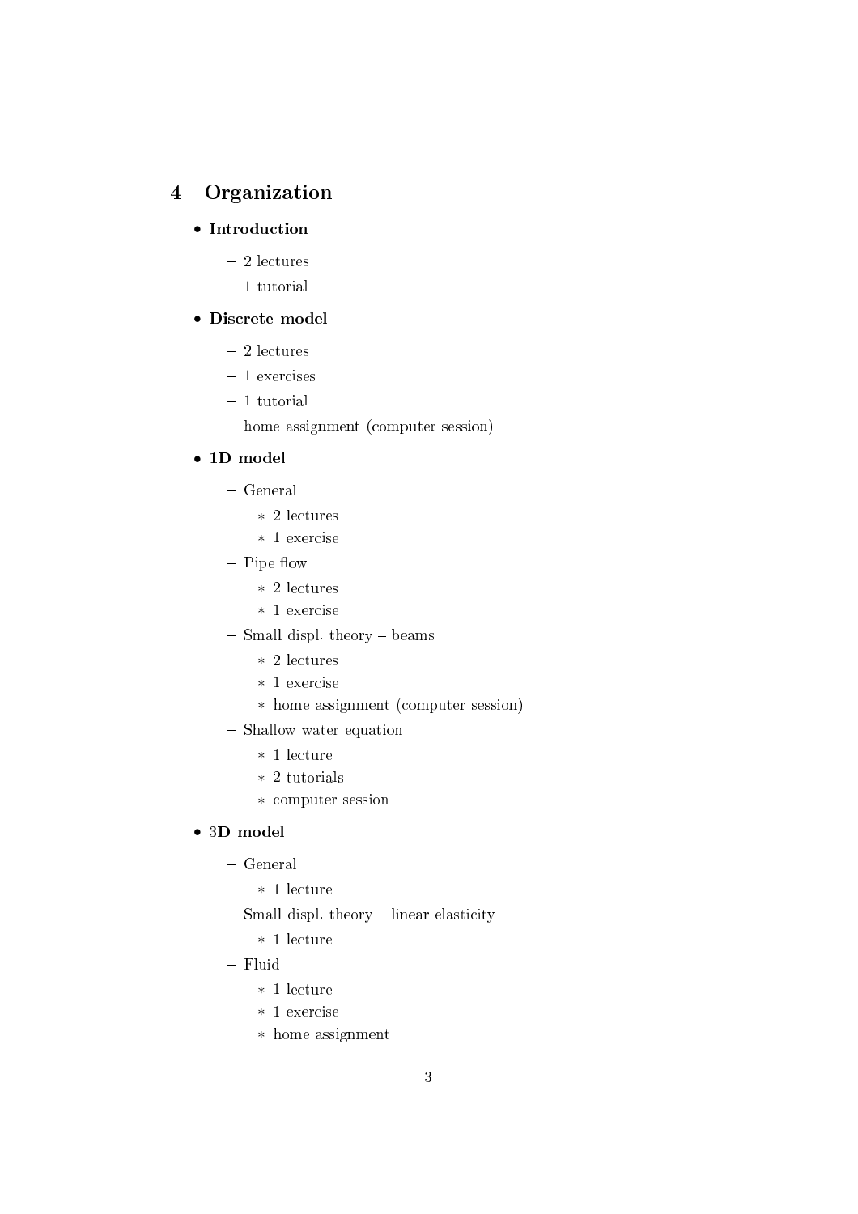## 4 Organization

- **Introduction**
  - 2 lectures
  - 1 tutorial
- **Discrete model**
  - 2 lectures
  - 1 exercises
  - 1 tutorial
  - home assignment (computer session)
- **1D model**
  - General
    - 2 lectures
    - 1 exercise
  - Pipe flow
    - 2 lectures
    - 1 exercise
  - Small displ. theory – beams
    - 2 lectures
    - 1 exercise
    - home assignment (computer session)
  - Shallow water equation
    - 1 lecture
    - 2 tutorials
    - computer session
- **3D model**
  - General
    - 1 lecture
  - Small displ. theory – linear elasticity
    - 1 lecture
  - Fluid
    - 1 lecture
    - 1 exercise
    - home assignment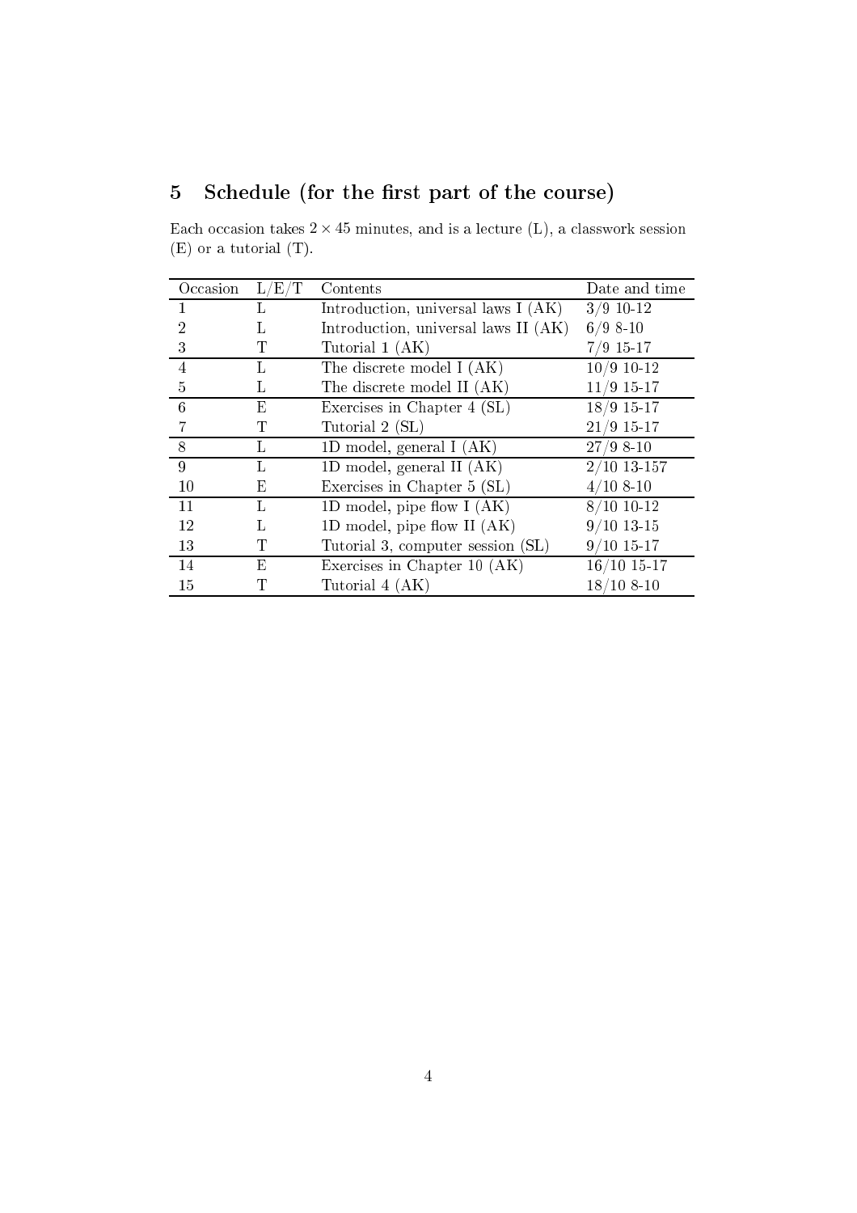## 5 Schedule (for the first part of the course)

Each occasion takes $2 \times 45$ minutes, and is a lecture (L), a classwork session (E) or a tutorial (T).

| Occasion | L/E/T | Contents | Date and time |
|---|---|---|---|
| 1 | L | Introduction, universal laws I (AK) | 3/9 10-12 |
| 2 | L | Introduction, universal laws II (AK) | 6/9 8-10 |
| 3 | T | Tutorial 1 (AK) | 7/9 15-17 |
| 4 | L | The discrete model I (AK) | 10/9 10-12 |
| 5 | L | The discrete model II (AK) | 11/9 15-17 |
| 6 | E | Exercises in Chapter 4 (SL) | 18/9 15-17 |
| 7 | T | Tutorial 2 (SL) | 21/9 15-17 |
| 8 | L | 1D model, general I (AK) | 27/9 8-10 |
| 9 | L | 1D model, general II (AK) | 2/10 13-157 |
| 10 | E | Exercises in Chapter 5 (SL) | 4/10 8-10 |
| 11 | L | 1D model, pipe flow I (AK) | 8/10 10-12 |
| 12 | L | 1D model, pipe flow II (AK) | 9/10 13-15 |
| 13 | T | Tutorial 3, computer session (SL) | 9/10 15-17 |
| 14 | E | Exercises in Chapter 10 (AK) | 16/10 15-17 |
| 15 | T | Tutorial 4 (AK) | 18/10 8-10 |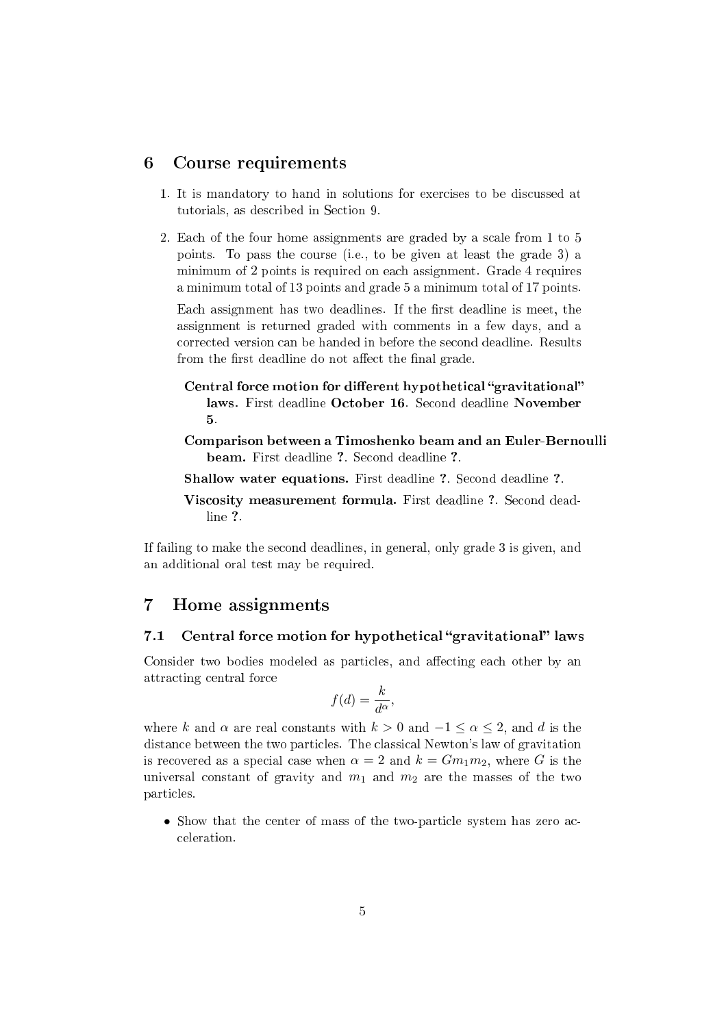## 6 Course requirements

1. It is mandatory to hand in solutions for exercises to be discussed at tutorials, as described in Section 9.

2. Each of the four home assignments are graded by a scale from 1 to 5 points. To pass the course (i.e., to be given at least the grade 3) a minimum of 2 points is required on each assignment. Grade 4 requires a minimum total of 13 points and grade 5 a minimum total of 17 points.

   Each assignment has two deadlines. If the first deadline is meet, the assignment is returned graded with comments in a few days, and a corrected version can be handed in before the second deadline. Results from the first deadline do not affect the final grade.

   **Central force motion for different hypothetical "gravitational" laws.** First deadline **October 16**. Second deadline **November 5**.

   **Comparison between a Timoshenko beam and an Euler-Bernoulli beam.** First deadline **?**. Second deadline **?**.

   **Shallow water equations.** First deadline **?**. Second deadline **?**.

   **Viscosity measurement formula.** First deadline **?**. Second deadline **?**.

If failing to make the second deadlines, in general, only grade 3 is given, and an additional oral test may be required.

## 7 Home assignments

### 7.1 Central force motion for hypothetical "gravitational" laws

Consider two bodies modeled as particles, and affecting each other by an attracting central force

$$f(d) = \frac{k}{d^\alpha},$$

where $k$ and $\alpha$ are real constants with $k > 0$ and $-1 \leq \alpha \leq 2$, and $d$ is the distance between the two particles. The classical Newton's law of gravitation is recovered as a special case when $\alpha = 2$ and $k = Gm_1m_2$, where $G$ is the universal constant of gravity and $m_1$ and $m_2$ are the masses of the two particles.

- Show that the center of mass of the two-particle system has zero acceleration.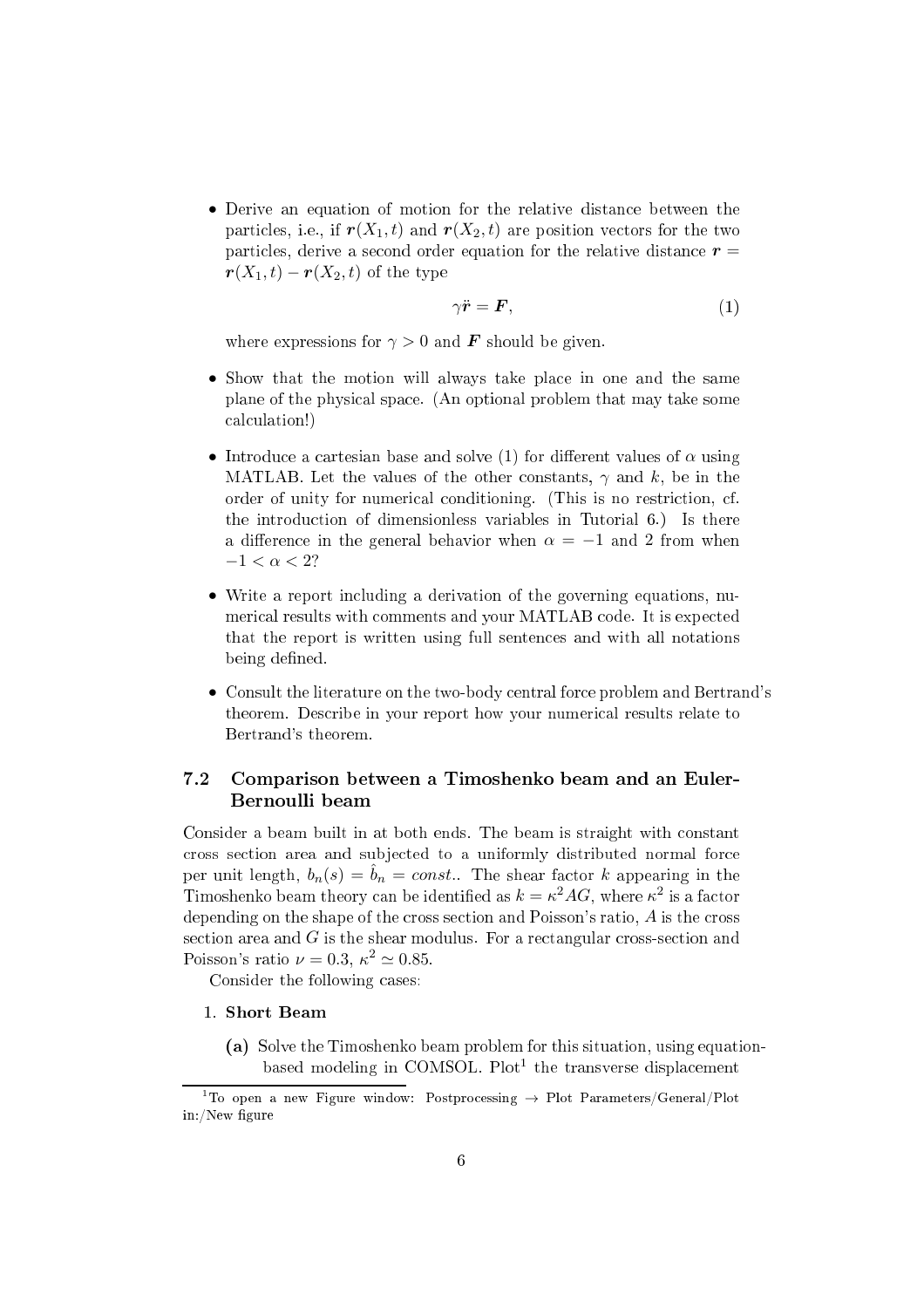- Derive an equation of motion for the relative distance between the particles, i.e., if $\boldsymbol{r}(X_1, t)$ and $\boldsymbol{r}(X_2, t)$ are position vectors for the two particles, derive a second order equation for the relative distance $\boldsymbol{r} = \boldsymbol{r}(X_1, t) - \boldsymbol{r}(X_2, t)$ of the type

$$\gamma \ddot{\boldsymbol{r}} = \boldsymbol{F}, \tag{1}$$

  where expressions for $\gamma > 0$ and $\boldsymbol{F}$ should be given.

- Show that the motion will always take place in one and the same plane of the physical space. (An optional problem that may take some calculation!)

- Introduce a cartesian base and solve (1) for different values of $\alpha$ using MATLAB. Let the values of the other constants, $\gamma$ and $k$, be in the order of unity for numerical conditioning. (This is no restriction, cf. the introduction of dimensionless variables in Tutorial 6.) Is there a difference in the general behavior when $\alpha = -1$ and 2 from when $-1 < \alpha < 2$?

- Write a report including a derivation of the governing equations, numerical results with comments and your MATLAB code. It is expected that the report is written using full sentences and with all notations being defined.

- Consult the literature on the two-body central force problem and Bertrand's theorem. Describe in your report how your numerical results relate to Bertrand's theorem.

## 7.2 Comparison between a Timoshenko beam and an Euler-Bernoulli beam

Consider a beam built in at both ends. The beam is straight with constant cross section area and subjected to a uniformly distributed normal force per unit length, $b_n(s) = \hat{b}_n = const.$. The shear factor $k$ appearing in the Timoshenko beam theory can be identified as $k = \kappa^2 AG$, where $\kappa^2$ is a factor depending on the shape of the cross section and Poisson's ratio, $A$ is the cross section area and $G$ is the shear modulus. For a rectangular cross-section and Poisson's ratio $\nu = 0.3$, $\kappa^2 \simeq 0.85$.

Consider the following cases:

1. **Short Beam**

   **(a)** Solve the Timoshenko beam problem for this situation, using equation-based modeling in COMSOL. Plot[1] the transverse displacement

[1] To open a new Figure window: Postprocessing → Plot Parameters/General/Plot in:/New figure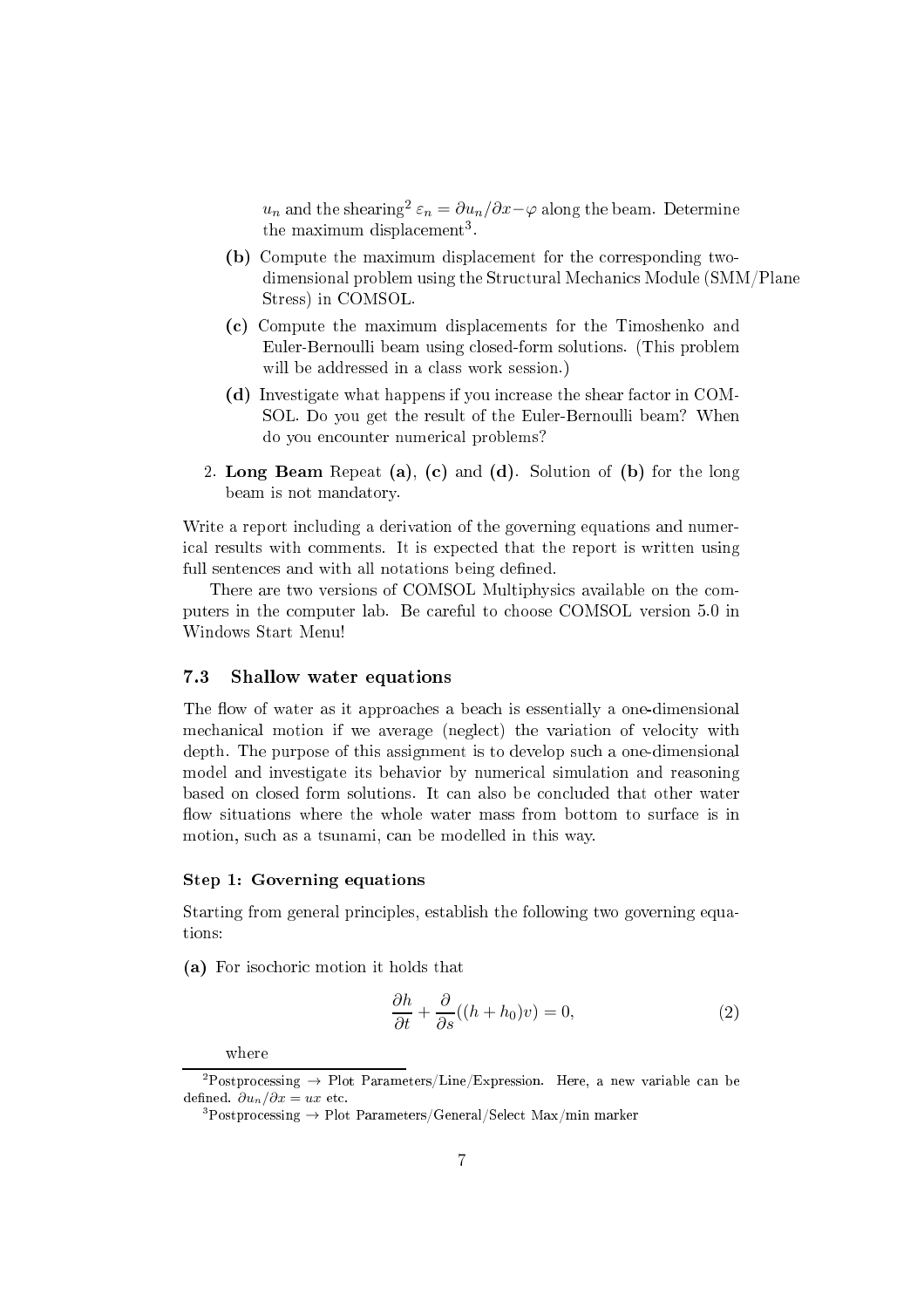$u_n$ and the shearing[2] $\varepsilon_n = \partial u_n/\partial x - \varphi$ along the beam. Determine the maximum displacement[3].

**(b)** Compute the maximum displacement for the corresponding two-dimensional problem using the Structural Mechanics Module (SMM/Plane Stress) in COMSOL.

**(c)** Compute the maximum displacements for the Timoshenko and Euler-Bernoulli beam using closed-form solutions. (This problem will be addressed in a class work session.)

**(d)** Investigate what happens if you increase the shear factor in COMSOL. Do you get the result of the Euler-Bernoulli beam? When do you encounter numerical problems?

2. **Long Beam** Repeat **(a)**, **(c)** and **(d)**. Solution of **(b)** for the long beam is not mandatory.

Write a report including a derivation of the governing equations and numerical results with comments. It is expected that the report is written using full sentences and with all notations being defined.

There are two versions of COMSOL Multiphysics available on the computers in the computer lab. Be careful to choose COMSOL version 5.0 in Windows Start Menu!

### 7.3 Shallow water equations

The flow of water as it approaches a beach is essentially a one-dimensional mechanical motion if we average (neglect) the variation of velocity with depth. The purpose of this assignment is to develop such a one-dimensional model and investigate its behavior by numerical simulation and reasoning based on closed form solutions. It can also be concluded that other water flow situations where the whole water mass from bottom to surface is in motion, such as a tsunami, can be modelled in this way.

#### Step 1: Governing equations

Starting from general principles, establish the following two governing equations:

**(a)** For isochoric motion it holds that

$$\frac{\partial h}{\partial t} + \frac{\partial}{\partial s}((h + h_0)v) = 0, \tag{2}$$

where

---

[2] Postprocessing → Plot Parameters/Line/Expression. Here, a new variable can be defined. $\partial u_n/\partial x = ux$ etc.

[3] Postprocessing → Plot Parameters/General/Select Max/min marker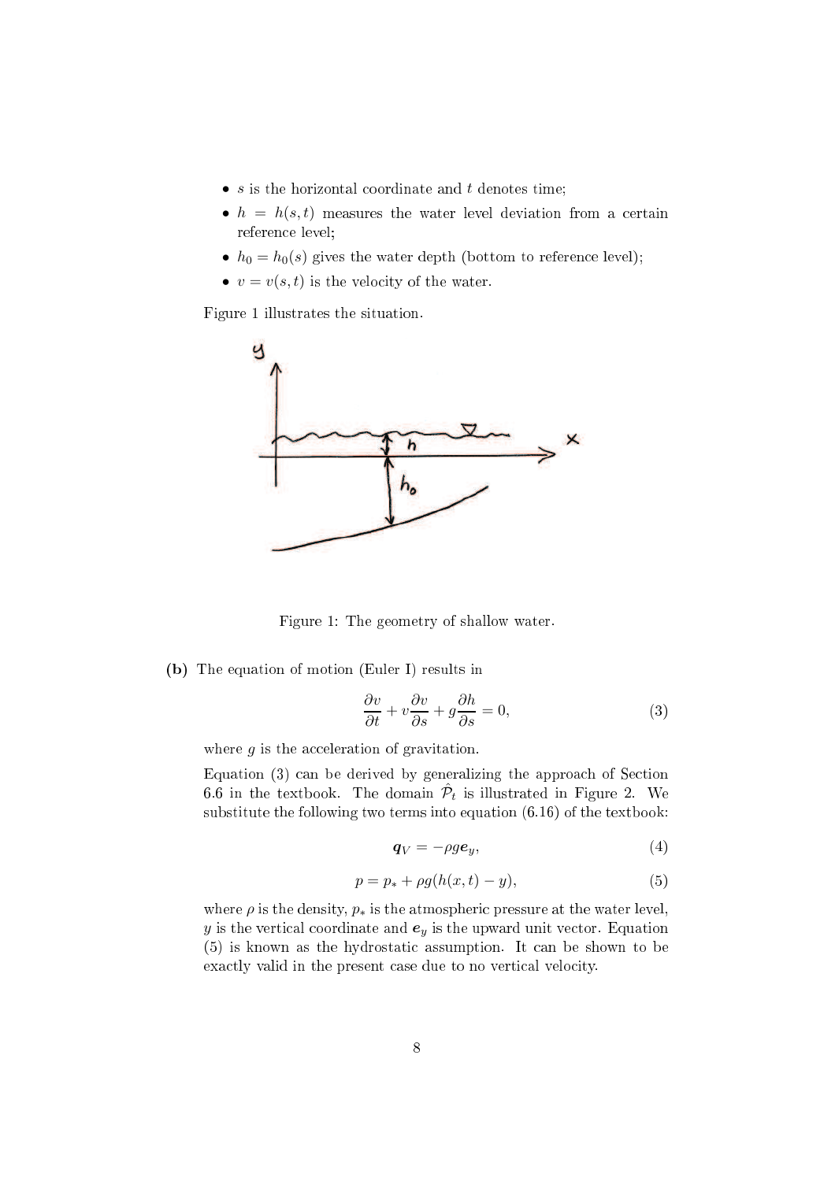- $s$ is the horizontal coordinate and $t$ denotes time;
- $h = h(s,t)$ measures the water level deviation from a certain reference level;
- $h_0 = h_0(s)$ gives the water depth (bottom to reference level);
- $v = v(s,t)$ is the velocity of the water.

Figure 1 illustrates the situation.

Figure 1: The geometry of shallow water.

**(b)** The equation of motion (Euler I) results in

$$\frac{\partial v}{\partial t} + v\frac{\partial v}{\partial s} + g\frac{\partial h}{\partial s} = 0, \tag{3}$$

where $g$ is the acceleration of gravitation.

Equation (3) can be derived by generalizing the approach of Section 6.6 in the textbook. The domain $\hat{\mathcal{P}}_t$ is illustrated in Figure 2. We substitute the following two terms into equation (6.16) of the textbook:

$$\boldsymbol{q}_V = -\rho g \boldsymbol{e}_y, \tag{4}$$

$$p = p_* + \rho g(h(x,t) - y), \tag{5}$$

where $\rho$ is the density, $p_*$ is the atmospheric pressure at the water level, $y$ is the vertical coordinate and $\boldsymbol{e}_y$ is the upward unit vector. Equation (5) is known as the hydrostatic assumption. It can be shown to be exactly valid in the present case due to no vertical velocity.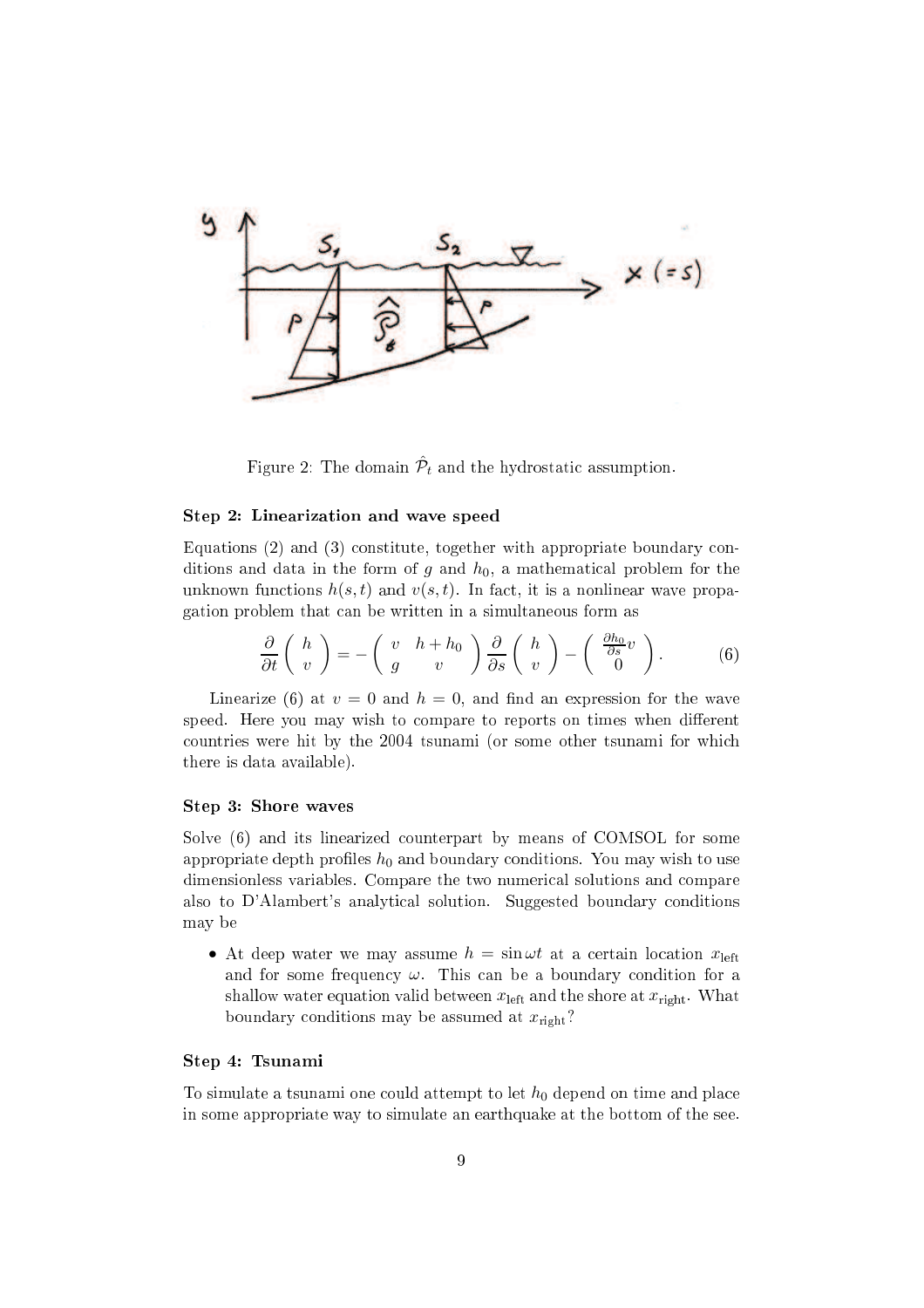Figure 2: The domain $\hat{\mathcal{P}}_t$ and the hydrostatic assumption.

**Step 2: Linearization and wave speed**

Equations (2) and (3) constitute, together with appropriate boundary conditions and data in the form of $g$ and $h_0$, a mathematical problem for the unknown functions $h(s,t)$ and $v(s,t)$. In fact, it is a nonlinear wave propagation problem that can be written in a simultaneous form as

$$\frac{\partial}{\partial t}\begin{pmatrix} h \\ v \end{pmatrix} = -\begin{pmatrix} v & h+h_0 \\ g & v \end{pmatrix}\frac{\partial}{\partial s}\begin{pmatrix} h \\ v \end{pmatrix} - \begin{pmatrix} \frac{\partial h_0}{\partial s} v \\ 0 \end{pmatrix}. \tag{6}$$

Linearize (6) at $v = 0$ and $h = 0$, and find an expression for the wave speed. Here you may wish to compare to reports on times when different countries were hit by the 2004 tsunami (or some other tsunami for which there is data available).

**Step 3: Shore waves**

Solve (6) and its linearized counterpart by means of COMSOL for some appropriate depth profiles $h_0$ and boundary conditions. You may wish to use dimensionless variables. Compare the two numerical solutions and compare also to D'Alambert's analytical solution. Suggested boundary conditions may be

- At deep water we may assume $h = \sin\omega t$ at a certain location $x_{\text{left}}$ and for some frequency $\omega$. This can be a boundary condition for a shallow water equation valid between $x_{\text{left}}$ and the shore at $x_{\text{right}}$. What boundary conditions may be assumed at $x_{\text{right}}$?

**Step 4: Tsunami**

To simulate a tsunami one could attempt to let $h_0$ depend on time and place in some appropriate way to simulate an earthquake at the bottom of the see.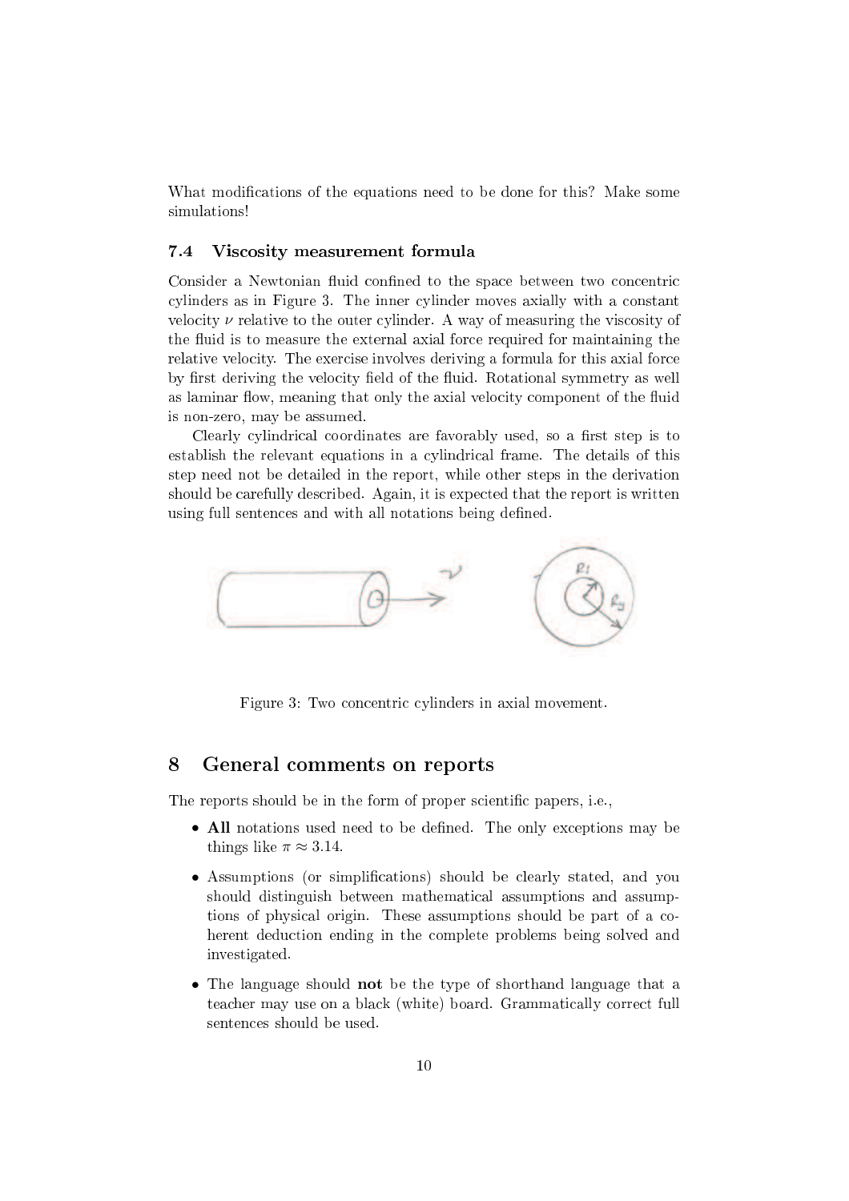What modifications of the equations need to be done for this? Make some simulations!

### 7.4 Viscosity measurement formula

Consider a Newtonian fluid confined to the space between two concentric cylinders as in Figure 3. The inner cylinder moves axially with a constant velocity $\nu$ relative to the outer cylinder. A way of measuring the viscosity of the fluid is to measure the external axial force required for maintaining the relative velocity. The exercise involves deriving a formula for this axial force by first deriving the velocity field of the fluid. Rotational symmetry as well as laminar flow, meaning that only the axial velocity component of the fluid is non-zero, may be assumed.

Clearly cylindrical coordinates are favorably used, so a first step is to establish the relevant equations in a cylindrical frame. The details of this step need not be detailed in the report, while other steps in the derivation should be carefully described. Again, it is expected that the report is written using full sentences and with all notations being defined.

Figure 3: Two concentric cylinders in axial movement.

## 8 General comments on reports

The reports should be in the form of proper scientific papers, i.e.,

- **All** notations used need to be defined. The only exceptions may be things like $\pi \approx 3.14$.
- Assumptions (or simplifications) should be clearly stated, and you should distinguish between mathematical assumptions and assumptions of physical origin. These assumptions should be part of a coherent deduction ending in the complete problems being solved and investigated.
- The language should **not** be the type of shorthand language that a teacher may use on a black (white) board. Grammatically correct full sentences should be used.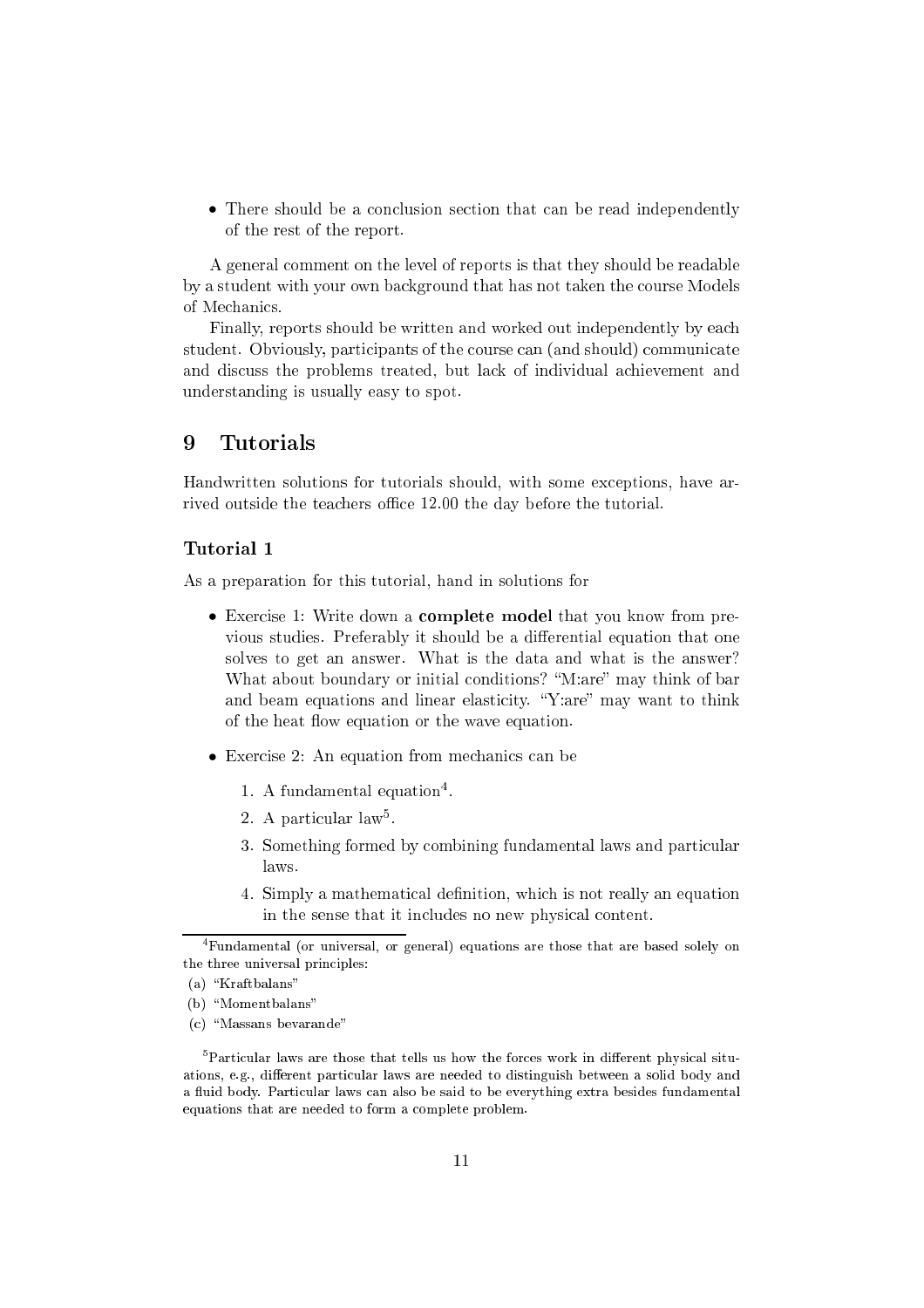- There should be a conclusion section that can be read independently of the rest of the report.

A general comment on the level of reports is that they should be readable by a student with your own background that has not taken the course Models of Mechanics.

Finally, reports should be written and worked out independently by each student. Obviously, participants of the course can (and should) communicate and discuss the problems treated, but lack of individual achievement and understanding is usually easy to spot.

# 9 Tutorials

Handwritten solutions for tutorials should, with some exceptions, have arrived outside the teachers office 12.00 the day before the tutorial.

### Tutorial 1

As a preparation for this tutorial, hand in solutions for

- Exercise 1: Write down a **complete model** that you know from previous studies. Preferably it should be a differential equation that one solves to get an answer. What is the data and what is the answer? What about boundary or initial conditions? "M:are" may think of bar and beam equations and linear elasticity. "Y:are" may want to think of the heat flow equation or the wave equation.
- Exercise 2: An equation from mechanics can be
  1. A fundamental equation[4].
  2. A particular law[5].
  3. Something formed by combining fundamental laws and particular laws.
  4. Simply a mathematical definition, which is not really an equation in the sense that it includes no new physical content.

[4] Fundamental (or universal, or general) equations are those that are based solely on the three universal principles:

(a) "Kraftbalans"

(b) "Momentbalans"

(c) "Massans bevarande"

[5] Particular laws are those that tells us how the forces work in different physical situations, e.g., different particular laws are needed to distinguish between a solid body and a fluid body. Particular laws can also be said to be everything extra besides fundamental equations that are needed to form a complete problem.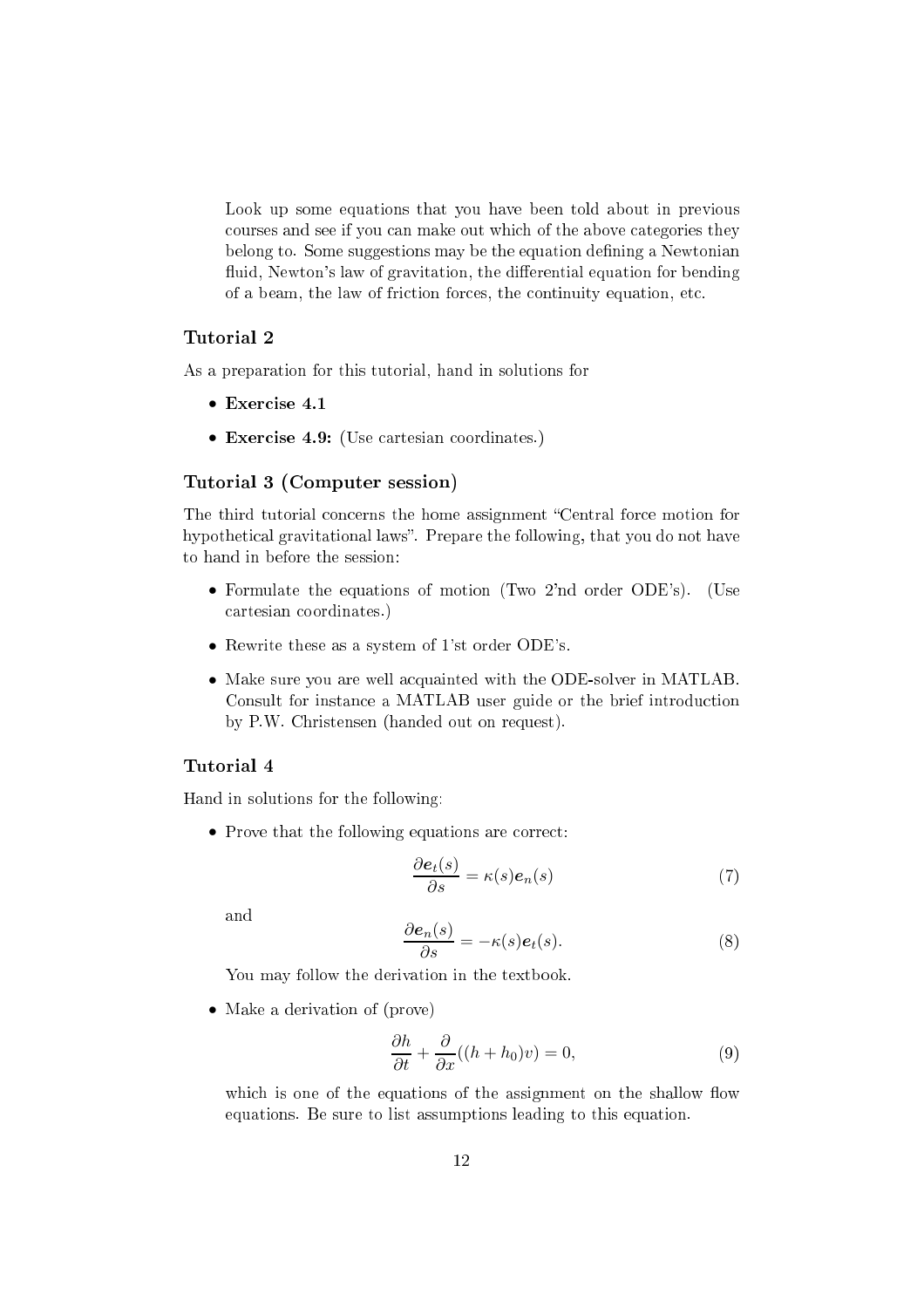Look up some equations that you have been told about in previous courses and see if you can make out which of the above categories they belong to. Some suggestions may be the equation defining a Newtonian fluid, Newton's law of gravitation, the differential equation for bending of a beam, the law of friction forces, the continuity equation, etc.

### Tutorial 2

As a preparation for this tutorial, hand in solutions for

- **Exercise 4.1**
- **Exercise 4.9:** (Use cartesian coordinates.)

### Tutorial 3 (Computer session)

The third tutorial concerns the home assignment "Central force motion for hypothetical gravitational laws". Prepare the following, that you do not have to hand in before the session:

- Formulate the equations of motion (Two 2'nd order ODE's). (Use cartesian coordinates.)
- Rewrite these as a system of 1'st order ODE's.
- Make sure you are well acquainted with the ODE-solver in MATLAB. Consult for instance a MATLAB user guide or the brief introduction by P.W. Christensen (handed out on request).

### Tutorial 4

Hand in solutions for the following:

- Prove that the following equations are correct:

$$\frac{\partial \boldsymbol{e}_t(s)}{\partial s} = \kappa(s)\boldsymbol{e}_n(s) \tag{7}$$

  and

$$\frac{\partial \boldsymbol{e}_n(s)}{\partial s} = -\kappa(s)\boldsymbol{e}_t(s). \tag{8}$$

  You may follow the derivation in the textbook.

- Make a derivation of (prove)

$$\frac{\partial h}{\partial t} + \frac{\partial}{\partial x}((h + h_0)v) = 0, \tag{9}$$

  which is one of the equations of the assignment on the shallow flow equations. Be sure to list assumptions leading to this equation.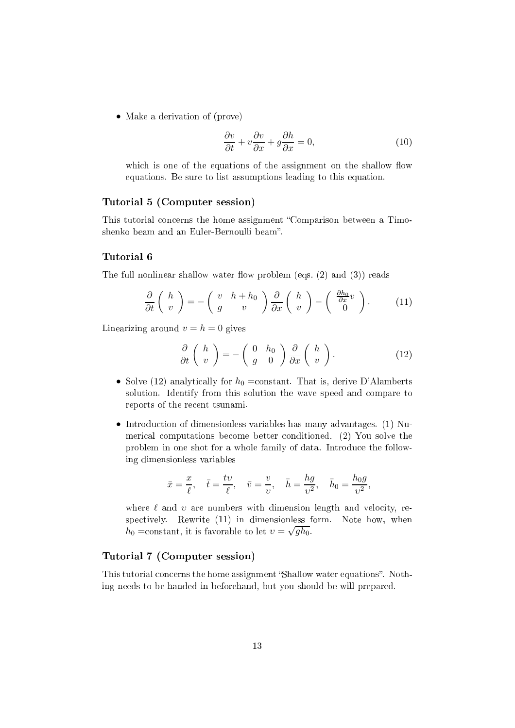- Make a derivation of (prove)

$$\frac{\partial v}{\partial t} + v\frac{\partial v}{\partial x} + g\frac{\partial h}{\partial x} = 0, \tag{10}$$

  which is one of the equations of the assignment on the shallow flow equations. Be sure to list assumptions leading to this equation.

### Tutorial 5 (Computer session)

This tutorial concerns the home assignment "Comparison between a Timoshenko beam and an Euler-Bernoulli beam".

### Tutorial 6

The full nonlinear shallow water flow problem (eqs. (2) and (3)) reads

$$\frac{\partial}{\partial t}\begin{pmatrix} h \\ v \end{pmatrix} = -\begin{pmatrix} v & h+h_0 \\ g & v \end{pmatrix}\frac{\partial}{\partial x}\begin{pmatrix} h \\ v \end{pmatrix} - \begin{pmatrix} \frac{\partial h_0}{\partial x}v \\ 0 \end{pmatrix}. \tag{11}$$

Linearizing around $v = h = 0$ gives

$$\frac{\partial}{\partial t}\begin{pmatrix} h \\ v \end{pmatrix} = -\begin{pmatrix} 0 & h_0 \\ g & 0 \end{pmatrix}\frac{\partial}{\partial x}\begin{pmatrix} h \\ v \end{pmatrix}. \tag{12}$$

- Solve (12) analytically for $h_0$ =constant. That is, derive D'Alamberts solution. Identify from this solution the wave speed and compare to reports of the recent tsunami.
- Introduction of dimensionless variables has many advantages. (1) Numerical computations become better conditioned. (2) You solve the problem in one shot for a whole family of data. Introduce the following dimensionless variables

$$\bar{x} = \frac{x}{\ell}, \quad \bar{t} = \frac{t\upsilon}{\ell}, \quad \bar{v} = \frac{v}{\upsilon}, \quad \bar{h} = \frac{hg}{\upsilon^2}, \quad \bar{h}_0 = \frac{h_0 g}{\upsilon^2},$$

  where $\ell$ and $\upsilon$ are numbers with dimension length and velocity, respectively. Rewrite (11) in dimensionless form. Note how, when $h_0$ =constant, it is favorable to let $\upsilon = \sqrt{gh_0}$.

### Tutorial 7 (Computer session)

This tutorial concerns the home assignment "Shallow water equations". Nothing needs to be handed in beforehand, but you should be will prepared.